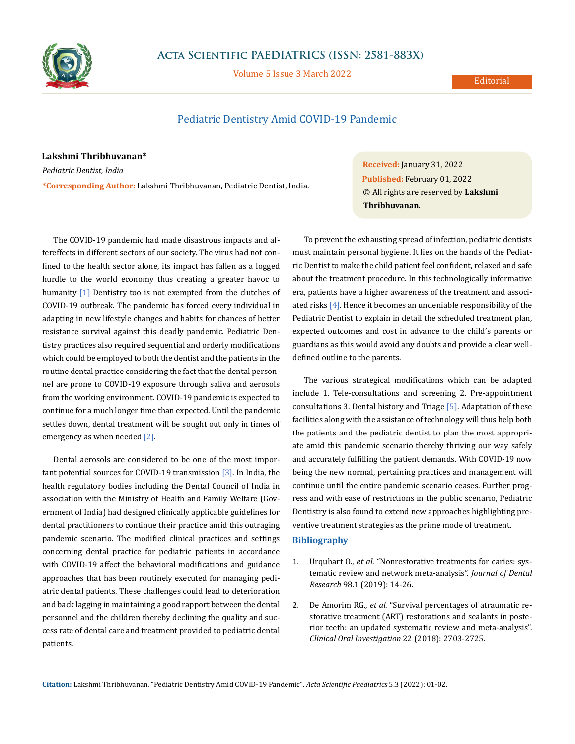# Pediatric Dentistry Amid COVID-19 Pandemic

**Lakshmi Thribhuvanan***

*Pediatric Dentist, India*

***Corresponding Author:** Lakshmi Thribhuvanan, Pediatric Dentist, India.

**Received:** January 31, 2022
**Published:** February 01, 2022
© All rights are reserved by **Lakshmi Thribhuvanan.**

The COVID-19 pandemic had made disastrous impacts and aftereffects in different sectors of our society. The virus had not confined to the health sector alone, its impact has fallen as a logged hurdle to the world economy thus creating a greater havoc to humanity [1] Dentistry too is not exempted from the clutches of COVID-19 outbreak. The pandemic has forced every individual in adapting in new lifestyle changes and habits for chances of better resistance survival against this deadly pandemic. Pediatric Dentistry practices also required sequential and orderly modifications which could be employed to both the dentist and the patients in the routine dental practice considering the fact that the dental personnel are prone to COVID-19 exposure through saliva and aerosols from the working environment. COVID-19 pandemic is expected to continue for a much longer time than expected. Until the pandemic settles down, dental treatment will be sought out only in times of emergency as when needed [2].

Dental aerosols are considered to be one of the most important potential sources for COVID-19 transmission [3]. In India, the health regulatory bodies including the Dental Council of India in association with the Ministry of Health and Family Welfare (Government of India) had designed clinically applicable guidelines for dental practitioners to continue their practice amid this outraging pandemic scenario. The modified clinical practices and settings concerning dental practice for pediatric patients in accordance with COVID-19 affect the behavioral modifications and guidance approaches that has been routinely executed for managing pediatric dental patients. These challenges could lead to deterioration and back lagging in maintaining a good rapport between the dental personnel and the children thereby declining the quality and success rate of dental care and treatment provided to pediatric dental patients.

To prevent the exhausting spread of infection, pediatric dentists must maintain personal hygiene. It lies on the hands of the Pediatric Dentist to make the child patient feel confident, relaxed and safe about the treatment procedure. In this technologically informative era, patients have a higher awareness of the treatment and associated risks [4]. Hence it becomes an undeniable responsibility of the Pediatric Dentist to explain in detail the scheduled treatment plan, expected outcomes and cost in advance to the child's parents or guardians as this would avoid any doubts and provide a clear well-defined outline to the parents.

The various strategical modifications which can be adapted include 1. Tele-consultations and screening 2. Pre-appointment consultations 3. Dental history and Triage [5]. Adaptation of these facilities along with the assistance of technology will thus help both the patients and the pediatric dentist to plan the most appropriate amid this pandemic scenario thereby thriving our way safely and accurately fulfilling the patient demands. With COVID-19 now being the new normal, pertaining practices and management will continue until the entire pandemic scenario ceases. Further progress and with ease of restrictions in the public scenario, Pediatric Dentistry is also found to extend new approaches highlighting preventive treatment strategies as the prime mode of treatment.

## Bibliography

1. Urquhart O., *et al*. "Nonrestorative treatments for caries: systematic review and network meta-analysis". *Journal of Dental Research* 98.1 (2019): 14-26.
2. De Amorim RG., *et al*. "Survival percentages of atraumatic restorative treatment (ART) restorations and sealants in posterior teeth: an updated systematic review and meta-analysis". *Clinical Oral Investigation* 22 (2018): 2703-2725.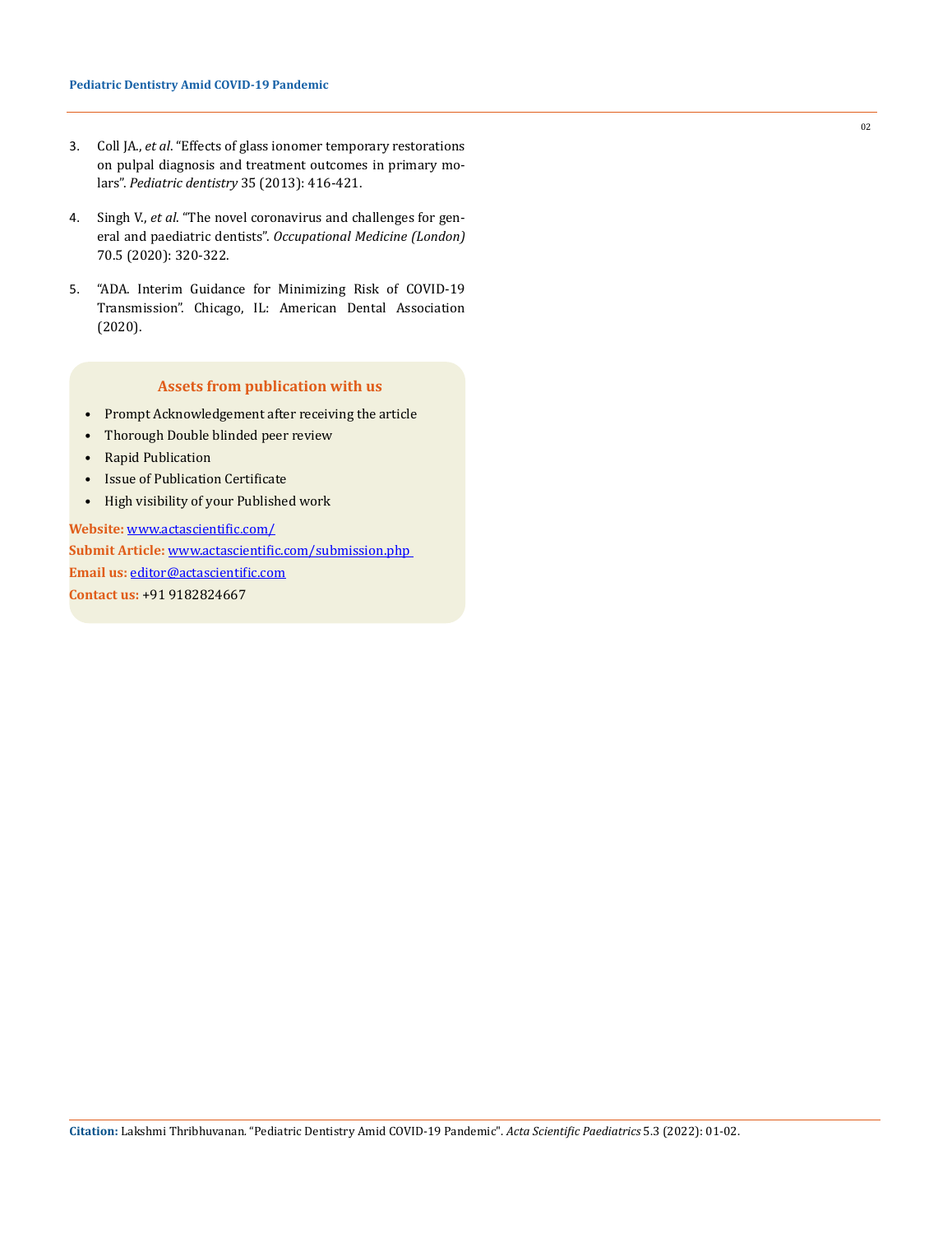3. Coll JA., *et al*. "Effects of glass ionomer temporary restorations on pulpal diagnosis and treatment outcomes in primary molars". *Pediatric dentistry* 35 (2013): 416-421.

4. Singh V., *et al*. "The novel coronavirus and challenges for general and paediatric dentists". *Occupational Medicine (London)* 70.5 (2020): 320-322.

5. "ADA. Interim Guidance for Minimizing Risk of COVID-19 Transmission". Chicago, IL: American Dental Association (2020).

**Assets from publication with us**

- Prompt Acknowledgement after receiving the article
- Thorough Double blinded peer review
- Rapid Publication
- Issue of Publication Certificate
- High visibility of your Published work

**Website:** www.actascientific.com/

**Submit Article:** www.actascientific.com/submission.php

**Email us:** editor@actascientific.com

**Contact us:** +91 9182824667